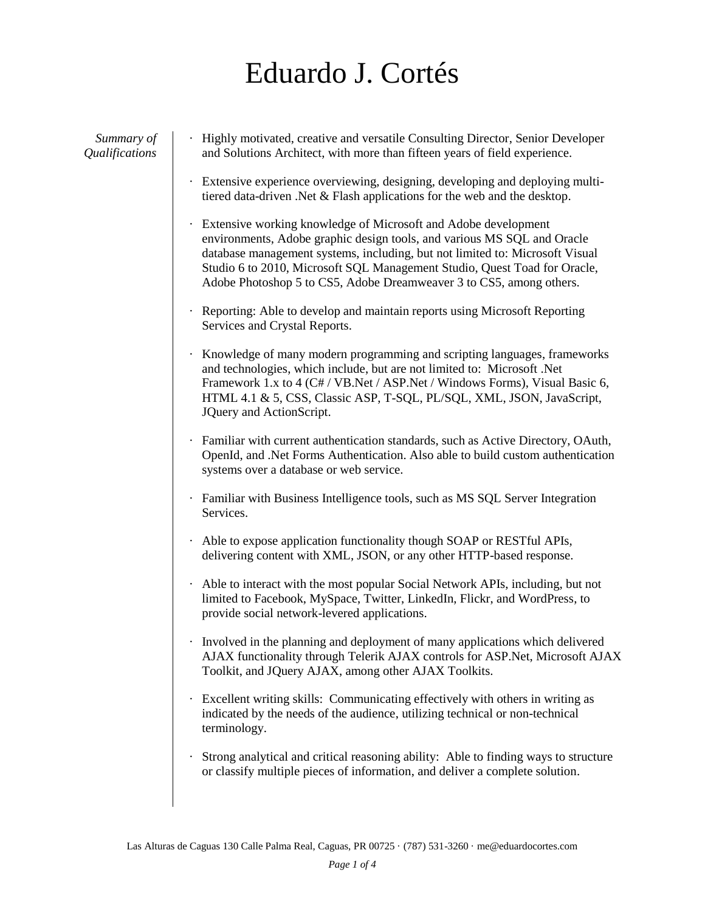# Eduardo J. Cortés

*Summary of Qualifications*

- Highly motivated, creative and versatile Consulting Director, Senior Developer and Solutions Architect, with more than fifteen years of field experience.
- Extensive experience overviewing, designing, developing and deploying multi-tiered data-driven .Net & Flash applications for the web and the desktop.
- Extensive working knowledge of Microsoft and Adobe development environments, Adobe graphic design tools, and various MS SQL and Oracle database management systems, including, but not limited to: Microsoft Visual Studio 6 to 2010, Microsoft SQL Management Studio, Quest Toad for Oracle, Adobe Photoshop 5 to CS5, Adobe Dreamweaver 3 to CS5, among others.
- Reporting: Able to develop and maintain reports using Microsoft Reporting Services and Crystal Reports.
- Knowledge of many modern programming and scripting languages, frameworks and technologies, which include, but are not limited to: Microsoft .Net Framework 1.x to 4 (C# / VB.Net / ASP.Net / Windows Forms), Visual Basic 6, HTML 4.1 & 5, CSS, Classic ASP, T-SQL, PL/SQL, XML, JSON, JavaScript, JQuery and ActionScript.
- Familiar with current authentication standards, such as Active Directory, OAuth, OpenId, and .Net Forms Authentication. Also able to build custom authentication systems over a database or web service.
- Familiar with Business Intelligence tools, such as MS SQL Server Integration Services.
- Able to expose application functionality though SOAP or RESTful APIs, delivering content with XML, JSON, or any other HTTP-based response.
- Able to interact with the most popular Social Network APIs, including, but not limited to Facebook, MySpace, Twitter, LinkedIn, Flickr, and WordPress, to provide social network-levered applications.
- Involved in the planning and deployment of many applications which delivered AJAX functionality through Telerik AJAX controls for ASP.Net, Microsoft AJAX Toolkit, and JQuery AJAX, among other AJAX Toolkits.
- Excellent writing skills: Communicating effectively with others in writing as indicated by the needs of the audience, utilizing technical or non-technical terminology.
- Strong analytical and critical reasoning ability: Able to finding ways to structure or classify multiple pieces of information, and deliver a complete solution.

Las Alturas de Caguas 130 Calle Palma Real, Caguas, PR 00725 · (787) 531-3260 · me@eduardocortes.com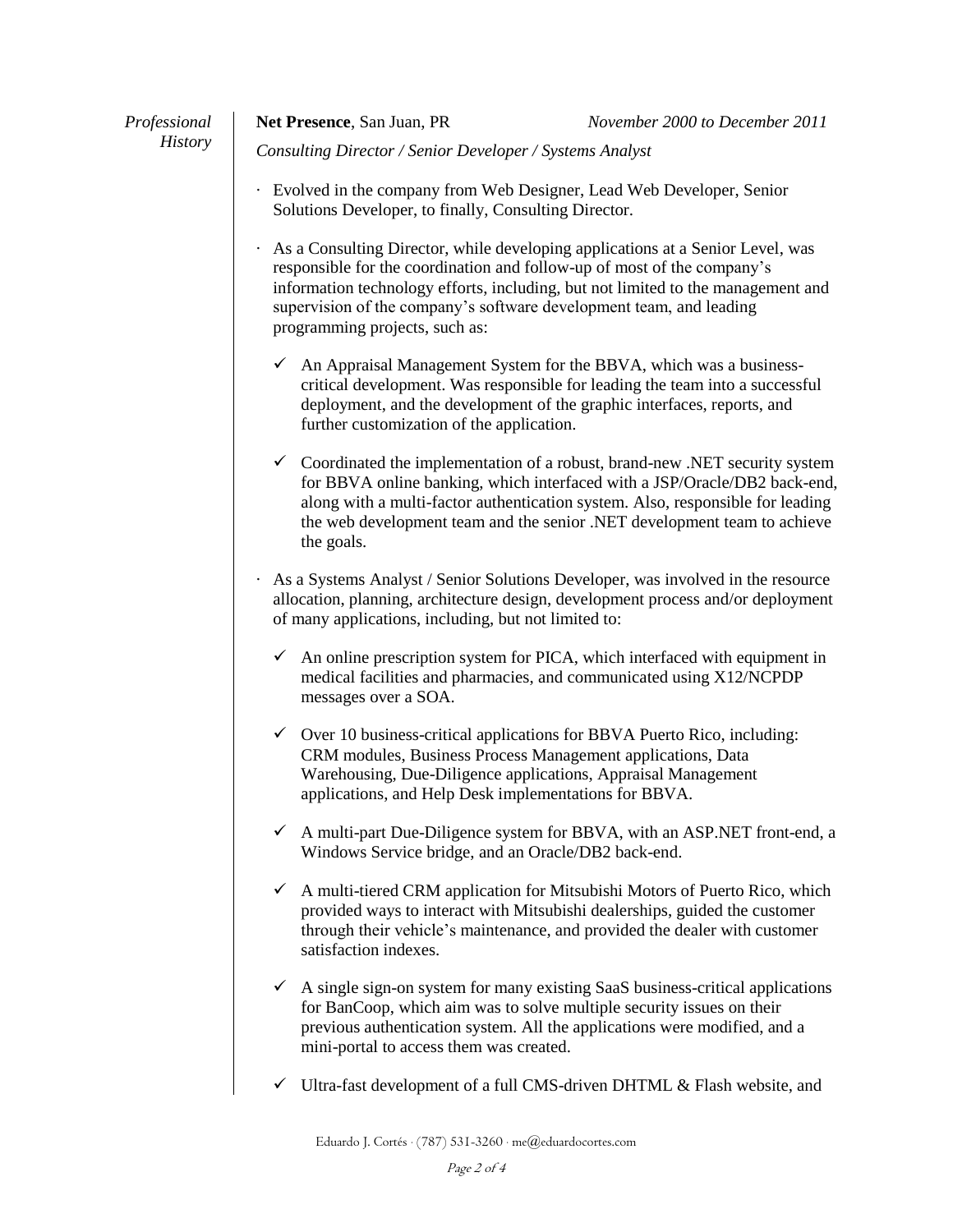*Professional History*

**Net Presence**, San Juan, PR — *November 2000 to December 2011*

*Consulting Director / Senior Developer / Systems Analyst*

- Evolved in the company from Web Designer, Lead Web Developer, Senior Solutions Developer, to finally, Consulting Director.
- As a Consulting Director, while developing applications at a Senior Level, was responsible for the coordination and follow-up of most of the company's information technology efforts, including, but not limited to the management and supervision of the company's software development team, and leading programming projects, such as:
  - ✓ An Appraisal Management System for the BBVA, which was a business-critical development. Was responsible for leading the team into a successful deployment, and the development of the graphic interfaces, reports, and further customization of the application.
  - ✓ Coordinated the implementation of a robust, brand-new .NET security system for BBVA online banking, which interfaced with a JSP/Oracle/DB2 back-end, along with a multi-factor authentication system. Also, responsible for leading the web development team and the senior .NET development team to achieve the goals.
- As a Systems Analyst / Senior Solutions Developer, was involved in the resource allocation, planning, architecture design, development process and/or deployment of many applications, including, but not limited to:
  - ✓ An online prescription system for PICA, which interfaced with equipment in medical facilities and pharmacies, and communicated using X12/NCPDP messages over a SOA.
  - ✓ Over 10 business-critical applications for BBVA Puerto Rico, including: CRM modules, Business Process Management applications, Data Warehousing, Due-Diligence applications, Appraisal Management applications, and Help Desk implementations for BBVA.
  - ✓ A multi-part Due-Diligence system for BBVA, with an ASP.NET front-end, a Windows Service bridge, and an Oracle/DB2 back-end.
  - ✓ A multi-tiered CRM application for Mitsubishi Motors of Puerto Rico, which provided ways to interact with Mitsubishi dealerships, guided the customer through their vehicle's maintenance, and provided the dealer with customer satisfaction indexes.
  - ✓ A single sign-on system for many existing SaaS business-critical applications for BanCoop, which aim was to solve multiple security issues on their previous authentication system. All the applications were modified, and a mini-portal to access them was created.
  - ✓ Ultra-fast development of a full CMS-driven DHTML & Flash website, and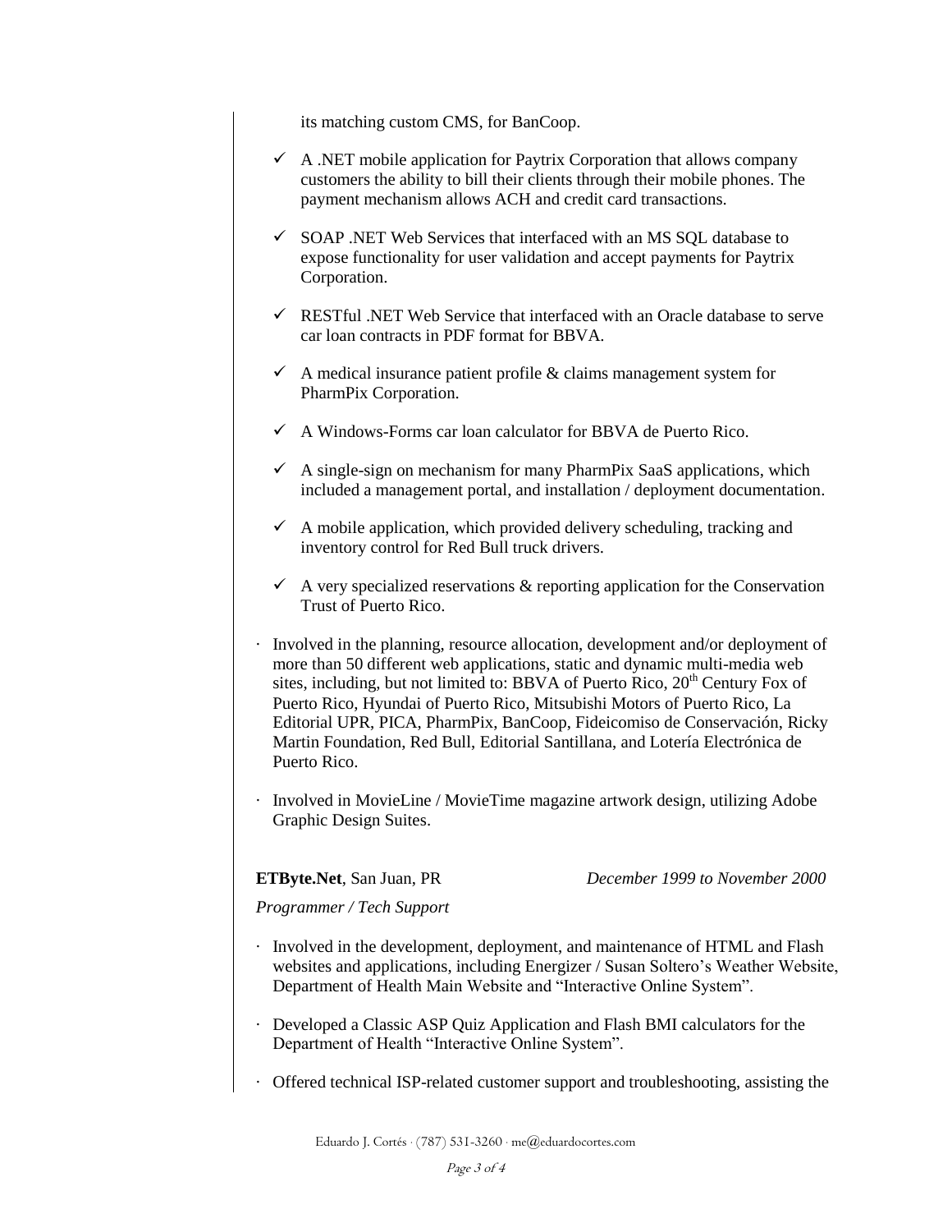its matching custom CMS, for BanCoop.

- ✓ A .NET mobile application for Paytrix Corporation that allows company customers the ability to bill their clients through their mobile phones. The payment mechanism allows ACH and credit card transactions.

- ✓ SOAP .NET Web Services that interfaced with an MS SQL database to expose functionality for user validation and accept payments for Paytrix Corporation.

- ✓ RESTful .NET Web Service that interfaced with an Oracle database to serve car loan contracts in PDF format for BBVA.

- ✓ A medical insurance patient profile & claims management system for PharmPix Corporation.

- ✓ A Windows-Forms car loan calculator for BBVA de Puerto Rico.

- ✓ A single-sign on mechanism for many PharmPix SaaS applications, which included a management portal, and installation / deployment documentation.

- ✓ A mobile application, which provided delivery scheduling, tracking and inventory control for Red Bull truck drivers.

- ✓ A very specialized reservations & reporting application for the Conservation Trust of Puerto Rico.

- Involved in the planning, resource allocation, development and/or deployment of more than 50 different web applications, static and dynamic multi-media web sites, including, but not limited to: BBVA of Puerto Rico, 20th Century Fox of Puerto Rico, Hyundai of Puerto Rico, Mitsubishi Motors of Puerto Rico, La Editorial UPR, PICA, PharmPix, BanCoop, Fideicomiso de Conservación, Ricky Martin Foundation, Red Bull, Editorial Santillana, and Lotería Electrónica de Puerto Rico.

- Involved in MovieLine / MovieTime magazine artwork design, utilizing Adobe Graphic Design Suites.

**ETByte.Net**, San Juan, PR *December 1999 to November 2000*

*Programmer / Tech Support*

- Involved in the development, deployment, and maintenance of HTML and Flash websites and applications, including Energizer / Susan Soltero's Weather Website, Department of Health Main Website and "Interactive Online System".

- Developed a Classic ASP Quiz Application and Flash BMI calculators for the Department of Health "Interactive Online System".

- Offered technical ISP-related customer support and troubleshooting, assisting the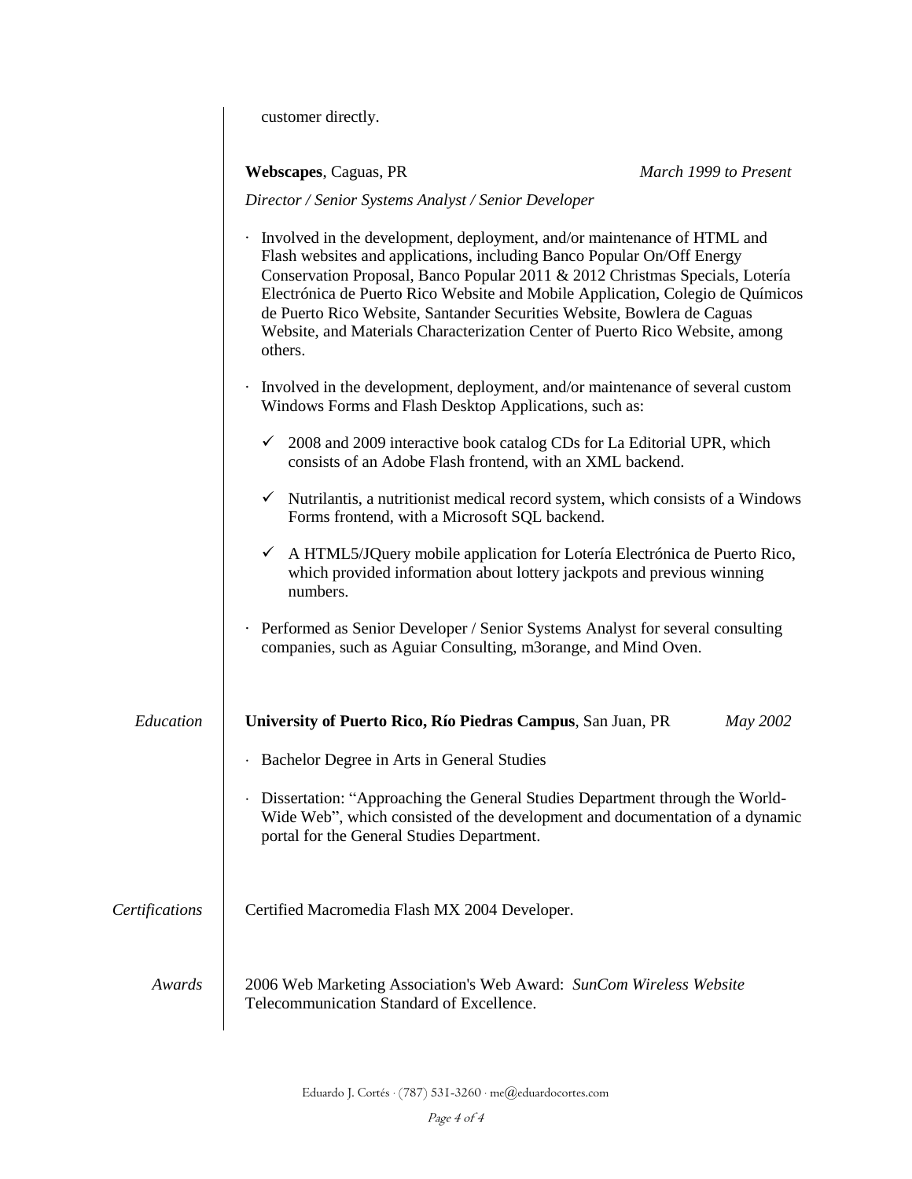customer directly.

**Webscapes**, Caguas, PR *March 1999 to Present*

*Director / Senior Systems Analyst / Senior Developer*

- Involved in the development, deployment, and/or maintenance of HTML and Flash websites and applications, including Banco Popular On/Off Energy Conservation Proposal, Banco Popular 2011 & 2012 Christmas Specials, Lotería Electrónica de Puerto Rico Website and Mobile Application, Colegio de Químicos de Puerto Rico Website, Santander Securities Website, Bowlera de Caguas Website, and Materials Characterization Center of Puerto Rico Website, among others.
- Involved in the development, deployment, and/or maintenance of several custom Windows Forms and Flash Desktop Applications, such as:
  - ✓ 2008 and 2009 interactive book catalog CDs for La Editorial UPR, which consists of an Adobe Flash frontend, with an XML backend.
  - ✓ Nutrilantis, a nutritionist medical record system, which consists of a Windows Forms frontend, with a Microsoft SQL backend.
  - ✓ A HTML5/JQuery mobile application for Lotería Electrónica de Puerto Rico, which provided information about lottery jackpots and previous winning numbers.
- Performed as Senior Developer / Senior Systems Analyst for several consulting companies, such as Aguiar Consulting, m3orange, and Mind Oven.

## *Education*

**University of Puerto Rico, Río Piedras Campus**, San Juan, PR *May 2002*

- Bachelor Degree in Arts in General Studies
- Dissertation: "Approaching the General Studies Department through the World-Wide Web", which consisted of the development and documentation of a dynamic portal for the General Studies Department.

## *Certifications*

Certified Macromedia Flash MX 2004 Developer.

## *Awards*

2006 Web Marketing Association's Web Award: *SunCom Wireless Website* Telecommunication Standard of Excellence.